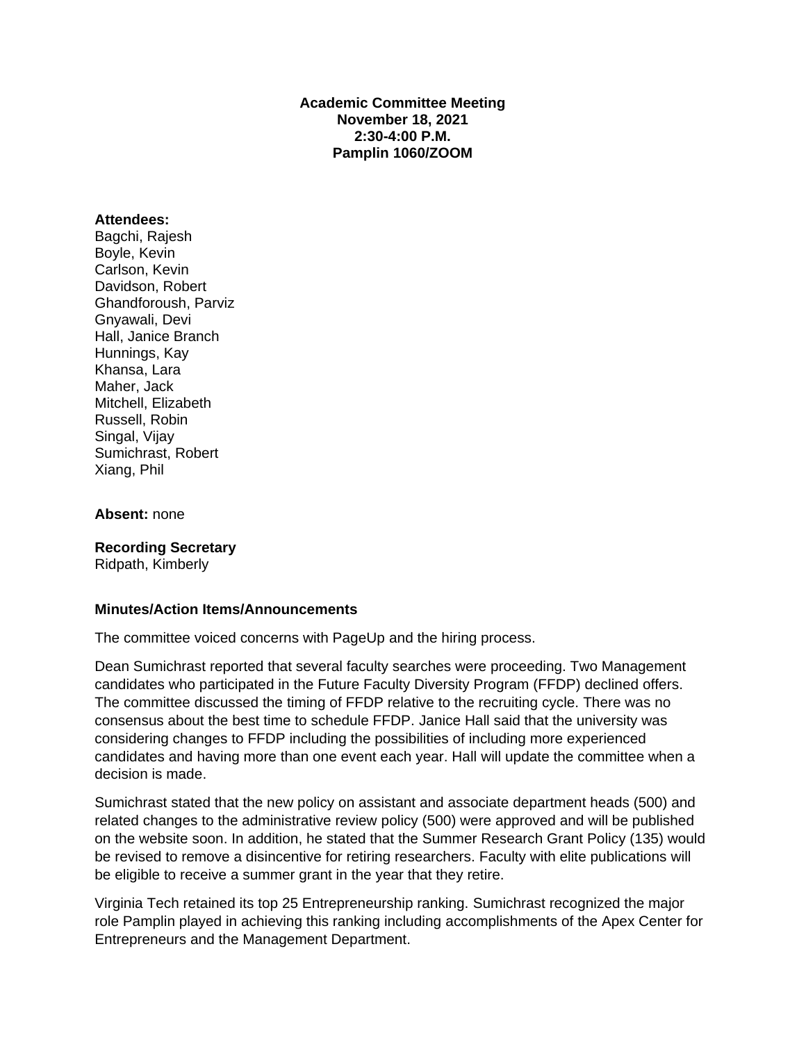**Academic Committee Meeting**
**November 18, 2021**
**2:30-4:00 P.M.**
**Pamplin 1060/ZOOM**

**Attendees:**
Bagchi, Rajesh
Boyle, Kevin
Carlson, Kevin
Davidson, Robert
Ghandforoush, Parviz
Gnyawali, Devi
Hall, Janice Branch
Hunnings, Kay
Khansa, Lara
Maher, Jack
Mitchell, Elizabeth
Russell, Robin
Singal, Vijay
Sumichrast, Robert
Xiang, Phil

**Absent:** none

**Recording Secretary**
Ridpath, Kimberly

**Minutes/Action Items/Announcements**

The committee voiced concerns with PageUp and the hiring process.

Dean Sumichrast reported that several faculty searches were proceeding. Two Management candidates who participated in the Future Faculty Diversity Program (FFDP) declined offers. The committee discussed the timing of FFDP relative to the recruiting cycle. There was no consensus about the best time to schedule FFDP. Janice Hall said that the university was considering changes to FFDP including the possibilities of including more experienced candidates and having more than one event each year. Hall will update the committee when a decision is made.

Sumichrast stated that the new policy on assistant and associate department heads (500) and related changes to the administrative review policy (500) were approved and will be published on the website soon. In addition, he stated that the Summer Research Grant Policy (135) would be revised to remove a disincentive for retiring researchers. Faculty with elite publications will be eligible to receive a summer grant in the year that they retire.

Virginia Tech retained its top 25 Entrepreneurship ranking. Sumichrast recognized the major role Pamplin played in achieving this ranking including accomplishments of the Apex Center for Entrepreneurs and the Management Department.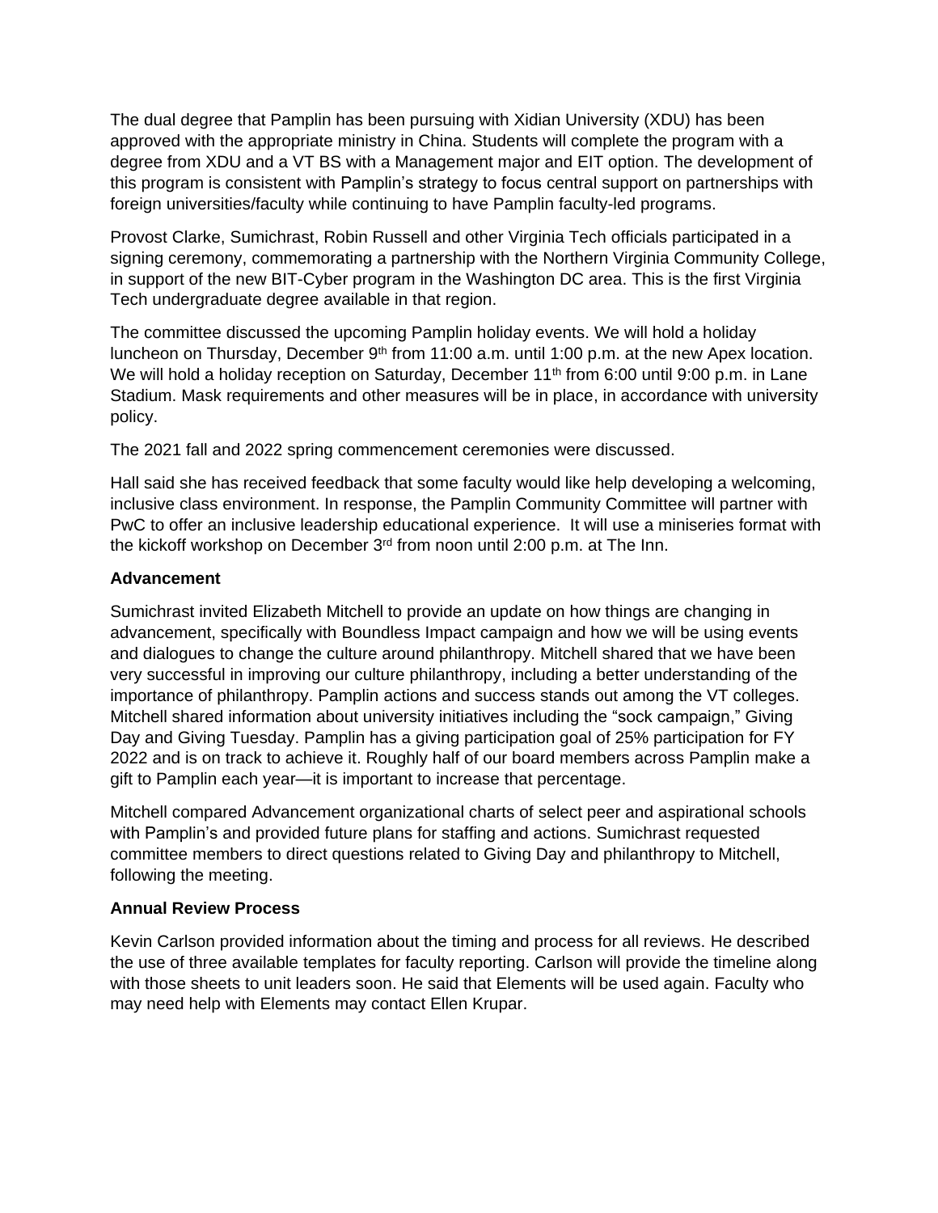The dual degree that Pamplin has been pursuing with Xidian University (XDU) has been approved with the appropriate ministry in China. Students will complete the program with a degree from XDU and a VT BS with a Management major and EIT option. The development of this program is consistent with Pamplin's strategy to focus central support on partnerships with foreign universities/faculty while continuing to have Pamplin faculty-led programs.

Provost Clarke, Sumichrast, Robin Russell and other Virginia Tech officials participated in a signing ceremony, commemorating a partnership with the Northern Virginia Community College, in support of the new BIT-Cyber program in the Washington DC area. This is the first Virginia Tech undergraduate degree available in that region.

The committee discussed the upcoming Pamplin holiday events. We will hold a holiday luncheon on Thursday, December 9th from 11:00 a.m. until 1:00 p.m. at the new Apex location. We will hold a holiday reception on Saturday, December 11th from 6:00 until 9:00 p.m. in Lane Stadium. Mask requirements and other measures will be in place, in accordance with university policy.

The 2021 fall and 2022 spring commencement ceremonies were discussed.

Hall said she has received feedback that some faculty would like help developing a welcoming, inclusive class environment. In response, the Pamplin Community Committee will partner with PwC to offer an inclusive leadership educational experience. It will use a miniseries format with the kickoff workshop on December 3rd from noon until 2:00 p.m. at The Inn.

**Advancement**

Sumichrast invited Elizabeth Mitchell to provide an update on how things are changing in advancement, specifically with Boundless Impact campaign and how we will be using events and dialogues to change the culture around philanthropy. Mitchell shared that we have been very successful in improving our culture philanthropy, including a better understanding of the importance of philanthropy. Pamplin actions and success stands out among the VT colleges. Mitchell shared information about university initiatives including the "sock campaign," Giving Day and Giving Tuesday. Pamplin has a giving participation goal of 25% participation for FY 2022 and is on track to achieve it. Roughly half of our board members across Pamplin make a gift to Pamplin each year—it is important to increase that percentage.

Mitchell compared Advancement organizational charts of select peer and aspirational schools with Pamplin's and provided future plans for staffing and actions. Sumichrast requested committee members to direct questions related to Giving Day and philanthropy to Mitchell, following the meeting.

**Annual Review Process**

Kevin Carlson provided information about the timing and process for all reviews. He described the use of three available templates for faculty reporting. Carlson will provide the timeline along with those sheets to unit leaders soon. He said that Elements will be used again. Faculty who may need help with Elements may contact Ellen Krupar.